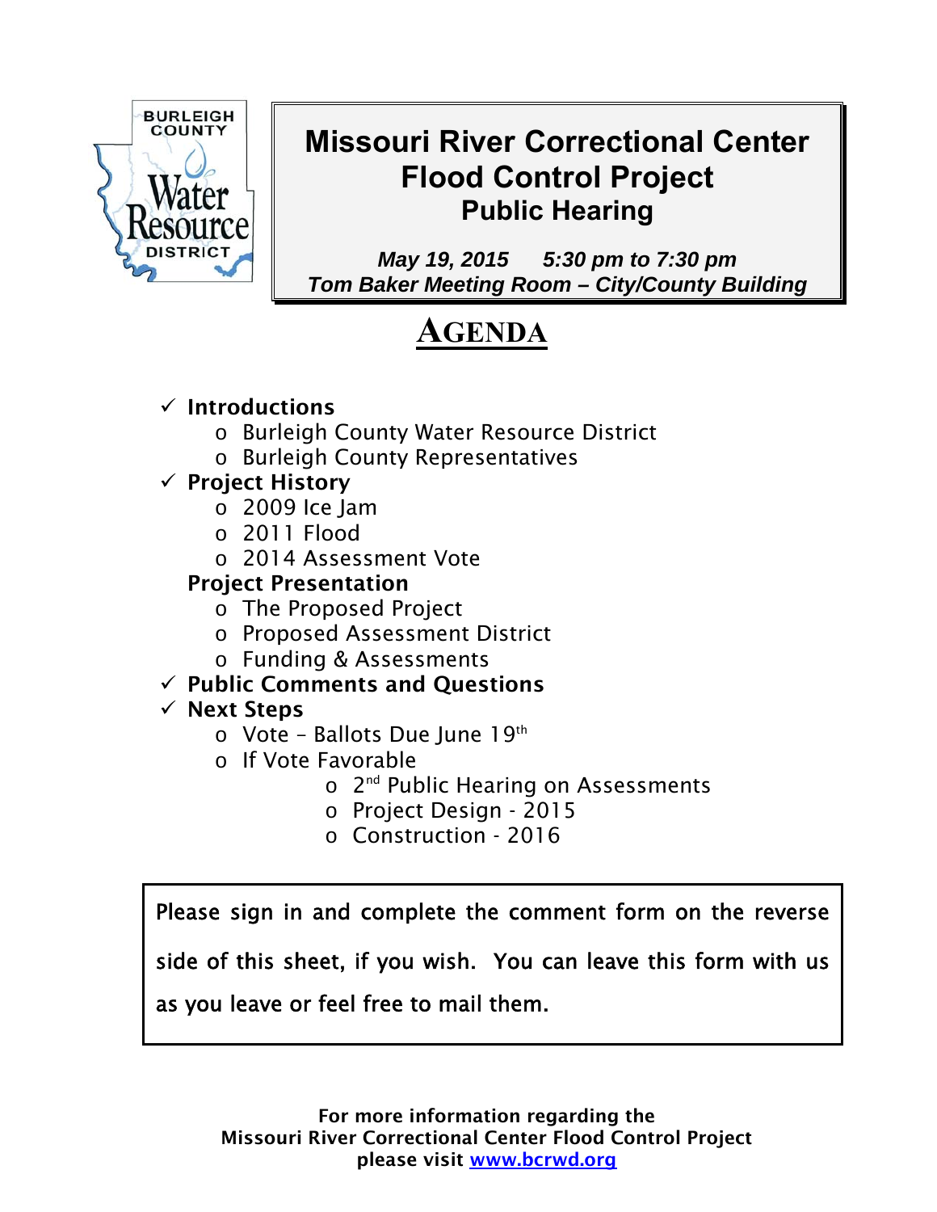BURLEIGH COUNTY Water Resource DISTRICT

# Missouri River Correctional Center Flood Control Project

## Public Hearing

***May 19, 2015 5:30 pm to 7:30 pm***
***Tom Baker Meeting Room – City/County Building***

## AGENDA

- ✓ **Introductions**
  - Burleigh County Water Resource District
  - Burleigh County Representatives
- ✓ **Project History**
  - 2009 Ice Jam
  - 2011 Flood
  - 2014 Assessment Vote
- **Project Presentation**
  - The Proposed Project
  - Proposed Assessment District
  - Funding & Assessments
- ✓ **Public Comments and Questions**
- ✓ **Next Steps**
  - Vote – Ballots Due June 19th
  - If Vote Favorable
    - 2nd Public Hearing on Assessments
    - Project Design - 2015
    - Construction - 2016

Please sign in and complete the comment form on the reverse side of this sheet, if you wish. You can leave this form with us as you leave or feel free to mail them.

**For more information regarding the**
**Missouri River Correctional Center Flood Control Project**
**please visit www.bcrwd.org**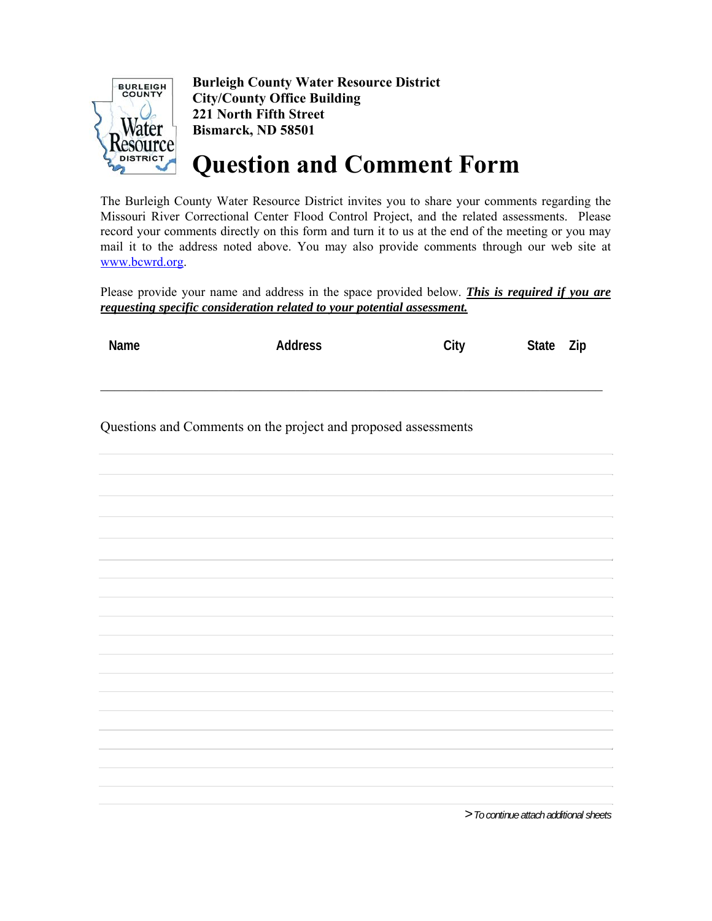**Burleigh County Water Resource District**
**City/County Office Building**
**221 North Fifth Street**
**Bismarck, ND 58501**

# Question and Comment Form

The Burleigh County Water Resource District invites you to share your comments regarding the Missouri River Correctional Center Flood Control Project, and the related assessments. Please record your comments directly on this form and turn it to us at the end of the meeting or you may mail it to the address noted above. You may also provide comments through our web site at www.bcwrd.org.

Please provide your name and address in the space provided below. ***This is required if you are requesting specific consideration related to your potential assessment.***

| Name | Address | City | State | Zip |
|---|---|---|---|---|
| | | | | |

Questions and Comments on the project and proposed assessments

*> To continue attach additional sheets*